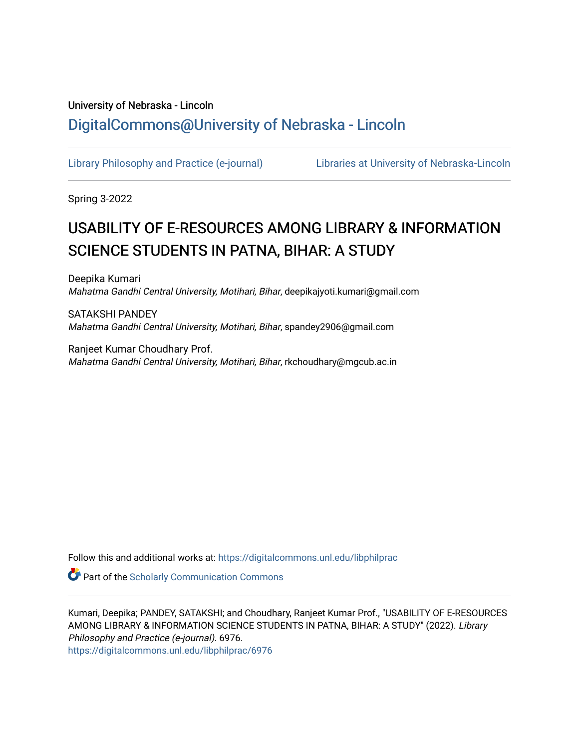University of Nebraska - Lincoln

## DigitalCommons@University of Nebraska - Lincoln

Library Philosophy and Practice (e-journal) Libraries at University of Nebraska-Lincoln

Spring 3-2022

# USABILITY OF E-RESOURCES AMONG LIBRARY & INFORMATION SCIENCE STUDENTS IN PATNA, BIHAR: A STUDY

Deepika Kumari
*Mahatma Gandhi Central University, Motihari, Bihar*, deepikajyoti.kumari@gmail.com

SATAKSHI PANDEY
*Mahatma Gandhi Central University, Motihari, Bihar*, spandey2906@gmail.com

Ranjeet Kumar Choudhary Prof.
*Mahatma Gandhi Central University, Motihari, Bihar*, rkchoudhary@mgcub.ac.in

Follow this and additional works at: https://digitalcommons.unl.edu/libphilprac

Part of the Scholarly Communication Commons

Kumari, Deepika; PANDEY, SATAKSHI; and Choudhary, Ranjeet Kumar Prof., "USABILITY OF E-RESOURCES AMONG LIBRARY & INFORMATION SCIENCE STUDENTS IN PATNA, BIHAR: A STUDY" (2022). *Library Philosophy and Practice (e-journal)*. 6976.
https://digitalcommons.unl.edu/libphilprac/6976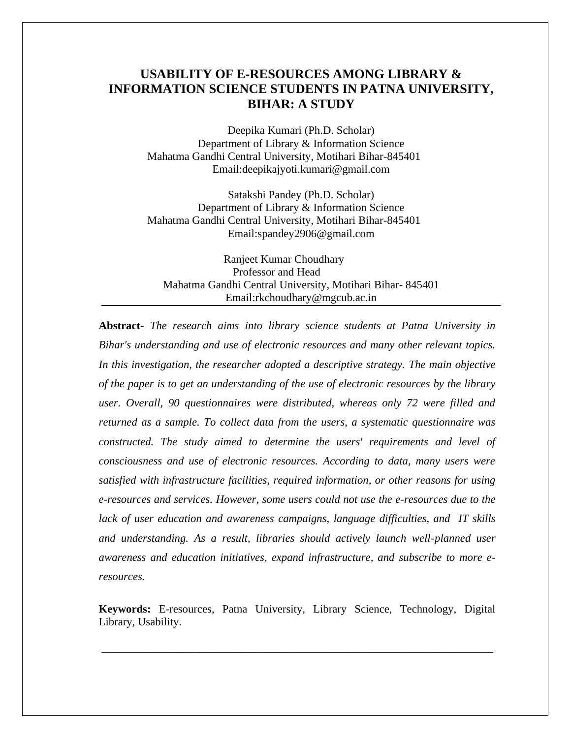# USABILITY OF E-RESOURCES AMONG LIBRARY & INFORMATION SCIENCE STUDENTS IN PATNA UNIVERSITY, BIHAR: A STUDY

Deepika Kumari (Ph.D. Scholar)
Department of Library & Information Science
Mahatma Gandhi Central University, Motihari Bihar-845401
Email:deepikajyoti.kumari@gmail.com

Satakshi Pandey (Ph.D. Scholar)
Department of Library & Information Science
Mahatma Gandhi Central University, Motihari Bihar-845401
Email:spandey2906@gmail.com

Ranjeet Kumar Choudhary
Professor and Head
Mahatma Gandhi Central University, Motihari Bihar- 845401
Email:rkchoudhary@mgcub.ac.in

---

**Abstract-** *The research aims into library science students at Patna University in Bihar's understanding and use of electronic resources and many other relevant topics. In this investigation, the researcher adopted a descriptive strategy. The main objective of the paper is to get an understanding of the use of electronic resources by the library user. Overall, 90 questionnaires were distributed, whereas only 72 were filled and returned as a sample. To collect data from the users, a systematic questionnaire was constructed. The study aimed to determine the users' requirements and level of consciousness and use of electronic resources. According to data, many users were satisfied with infrastructure facilities, required information, or other reasons for using e-resources and services. However, some users could not use the e-resources due to the lack of user education and awareness campaigns, language difficulties, and IT skills and understanding. As a result, libraries should actively launch well-planned user awareness and education initiatives, expand infrastructure, and subscribe to more e-resources.*

**Keywords:** E-resources, Patna University, Library Science, Technology, Digital Library, Usability.

---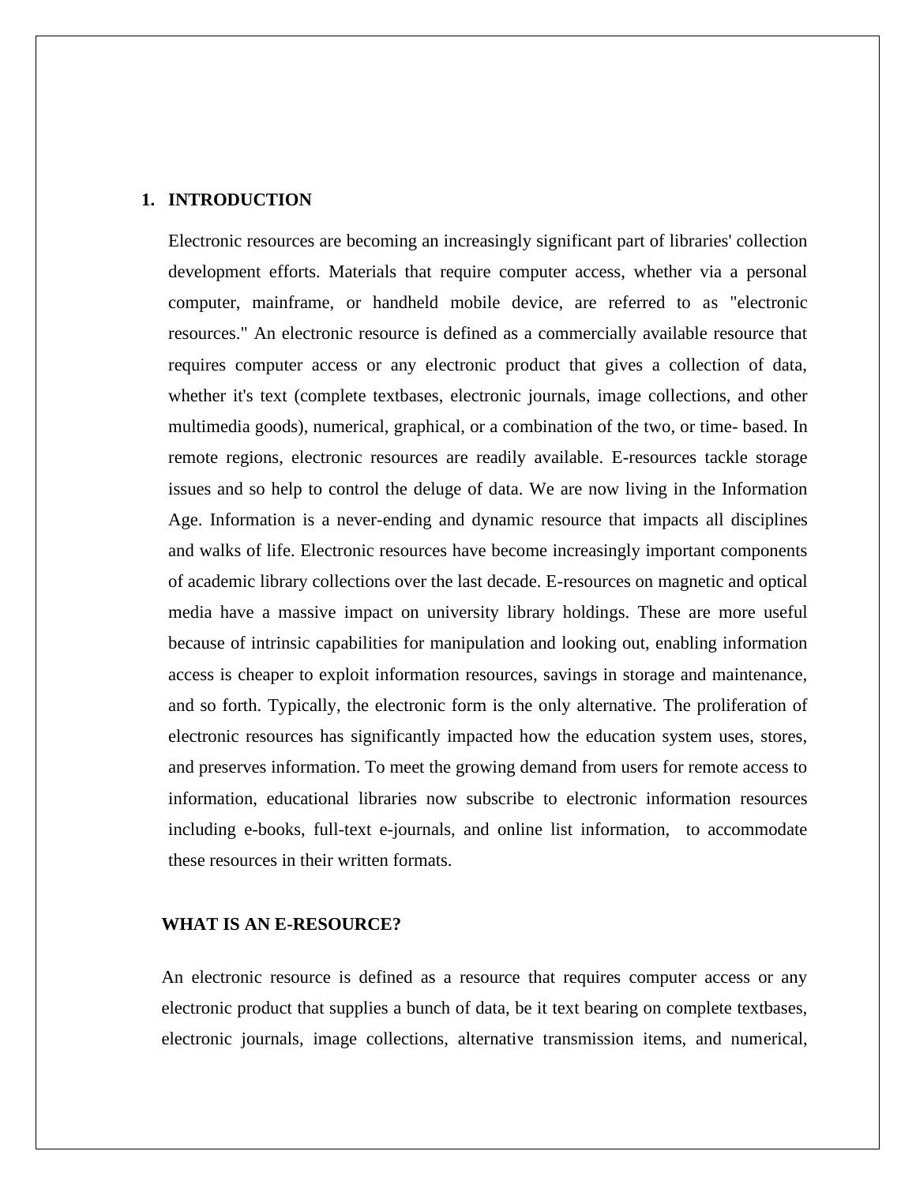## 1. INTRODUCTION

Electronic resources are becoming an increasingly significant part of libraries' collection development efforts. Materials that require computer access, whether via a personal computer, mainframe, or handheld mobile device, are referred to as "electronic resources." An electronic resource is defined as a commercially available resource that requires computer access or any electronic product that gives a collection of data, whether it's text (complete textbases, electronic journals, image collections, and other multimedia goods), numerical, graphical, or a combination of the two, or time- based. In remote regions, electronic resources are readily available. E-resources tackle storage issues and so help to control the deluge of data. We are now living in the Information Age. Information is a never-ending and dynamic resource that impacts all disciplines and walks of life. Electronic resources have become increasingly important components of academic library collections over the last decade. E-resources on magnetic and optical media have a massive impact on university library holdings. These are more useful because of intrinsic capabilities for manipulation and looking out, enabling information access is cheaper to exploit information resources, savings in storage and maintenance, and so forth. Typically, the electronic form is the only alternative. The proliferation of electronic resources has significantly impacted how the education system uses, stores, and preserves information. To meet the growing demand from users for remote access to information, educational libraries now subscribe to electronic information resources including e-books, full-text e-journals, and online list information, to accommodate these resources in their written formats.

### WHAT IS AN E-RESOURCE?

An electronic resource is defined as a resource that requires computer access or any electronic product that supplies a bunch of data, be it text bearing on complete textbases, electronic journals, image collections, alternative transmission items, and numerical,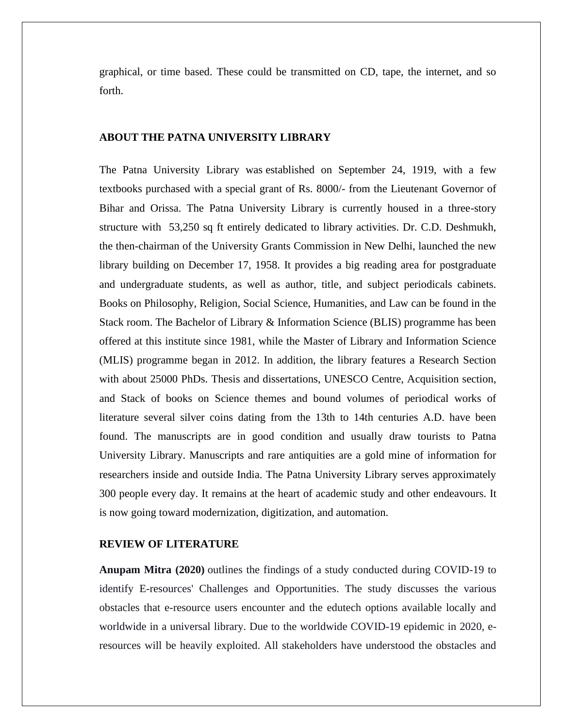graphical, or time based. These could be transmitted on CD, tape, the internet, and so forth.

## ABOUT THE PATNA UNIVERSITY LIBRARY

The Patna University Library was established on September 24, 1919, with a few textbooks purchased with a special grant of Rs. 8000/- from the Lieutenant Governor of Bihar and Orissa. The Patna University Library is currently housed in a three-story structure with 53,250 sq ft entirely dedicated to library activities. Dr. C.D. Deshmukh, the then-chairman of the University Grants Commission in New Delhi, launched the new library building on December 17, 1958. It provides a big reading area for postgraduate and undergraduate students, as well as author, title, and subject periodicals cabinets. Books on Philosophy, Religion, Social Science, Humanities, and Law can be found in the Stack room. The Bachelor of Library & Information Science (BLIS) programme has been offered at this institute since 1981, while the Master of Library and Information Science (MLIS) programme began in 2012. In addition, the library features a Research Section with about 25000 PhDs. Thesis and dissertations, UNESCO Centre, Acquisition section, and Stack of books on Science themes and bound volumes of periodical works of literature several silver coins dating from the 13th to 14th centuries A.D. have been found. The manuscripts are in good condition and usually draw tourists to Patna University Library. Manuscripts and rare antiquities are a gold mine of information for researchers inside and outside India. The Patna University Library serves approximately 300 people every day. It remains at the heart of academic study and other endeavours. It is now going toward modernization, digitization, and automation.

## REVIEW OF LITERATURE

**Anupam Mitra (2020)** outlines the findings of a study conducted during COVID-19 to identify E-resources' Challenges and Opportunities. The study discusses the various obstacles that e-resource users encounter and the edutech options available locally and worldwide in a universal library. Due to the worldwide COVID-19 epidemic in 2020, e-resources will be heavily exploited. All stakeholders have understood the obstacles and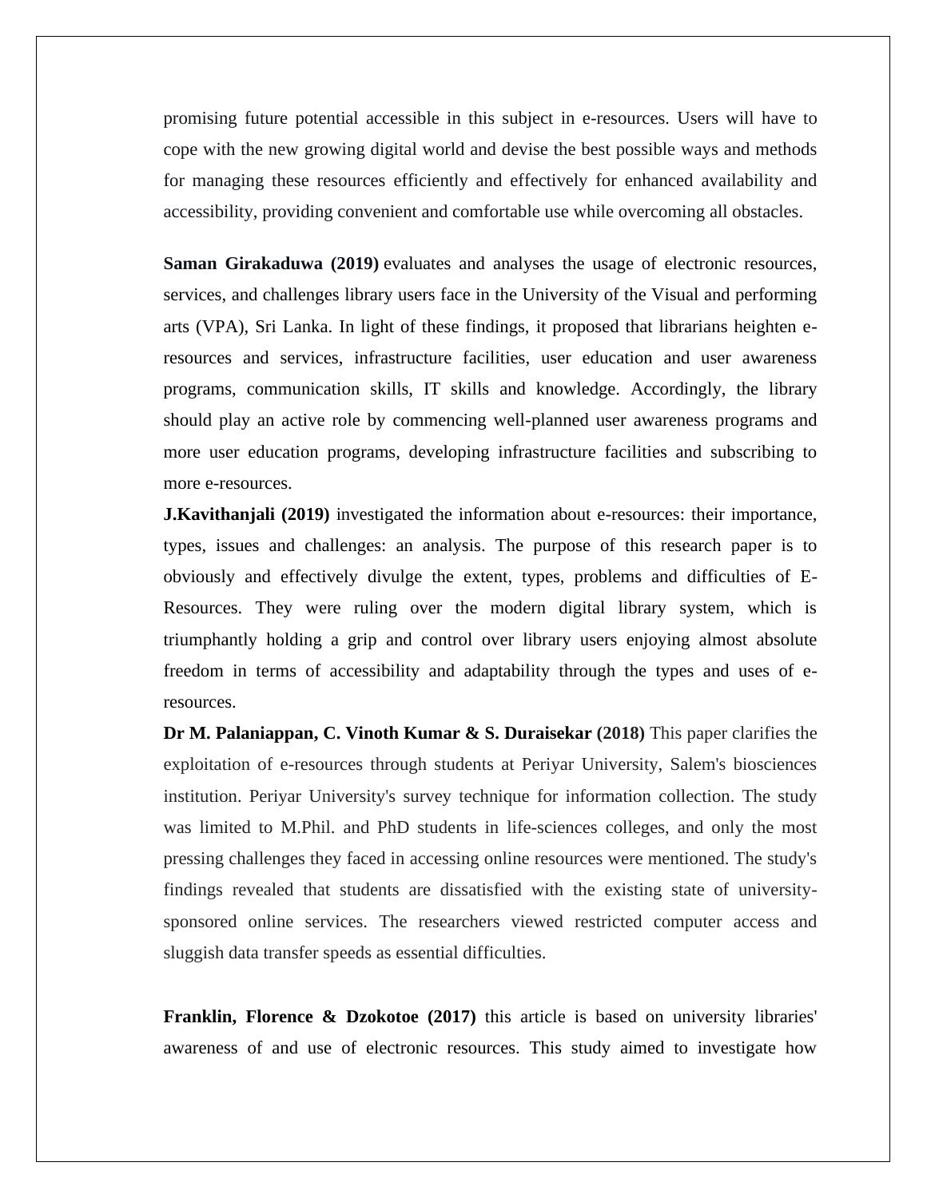promising future potential accessible in this subject in e-resources. Users will have to cope with the new growing digital world and devise the best possible ways and methods for managing these resources efficiently and effectively for enhanced availability and accessibility, providing convenient and comfortable use while overcoming all obstacles.

**Saman Girakaduwa (2019)** evaluates and analyses the usage of electronic resources, services, and challenges library users face in the University of the Visual and performing arts (VPA), Sri Lanka. In light of these findings, it proposed that librarians heighten e-resources and services, infrastructure facilities, user education and user awareness programs, communication skills, IT skills and knowledge. Accordingly, the library should play an active role by commencing well-planned user awareness programs and more user education programs, developing infrastructure facilities and subscribing to more e-resources.

**J.Kavithanjali (2019)** investigated the information about e-resources: their importance, types, issues and challenges: an analysis. The purpose of this research paper is to obviously and effectively divulge the extent, types, problems and difficulties of E-Resources. They were ruling over the modern digital library system, which is triumphantly holding a grip and control over library users enjoying almost absolute freedom in terms of accessibility and adaptability through the types and uses of e-resources.

**Dr M. Palaniappan, C. Vinoth Kumar & S. Duraisekar (2018)** This paper clarifies the exploitation of e-resources through students at Periyar University, Salem's biosciences institution. Periyar University's survey technique for information collection. The study was limited to M.Phil. and PhD students in life-sciences colleges, and only the most pressing challenges they faced in accessing online resources were mentioned. The study's findings revealed that students are dissatisfied with the existing state of university-sponsored online services. The researchers viewed restricted computer access and sluggish data transfer speeds as essential difficulties.

**Franklin, Florence & Dzokotoe (2017)** this article is based on university libraries' awareness of and use of electronic resources. This study aimed to investigate how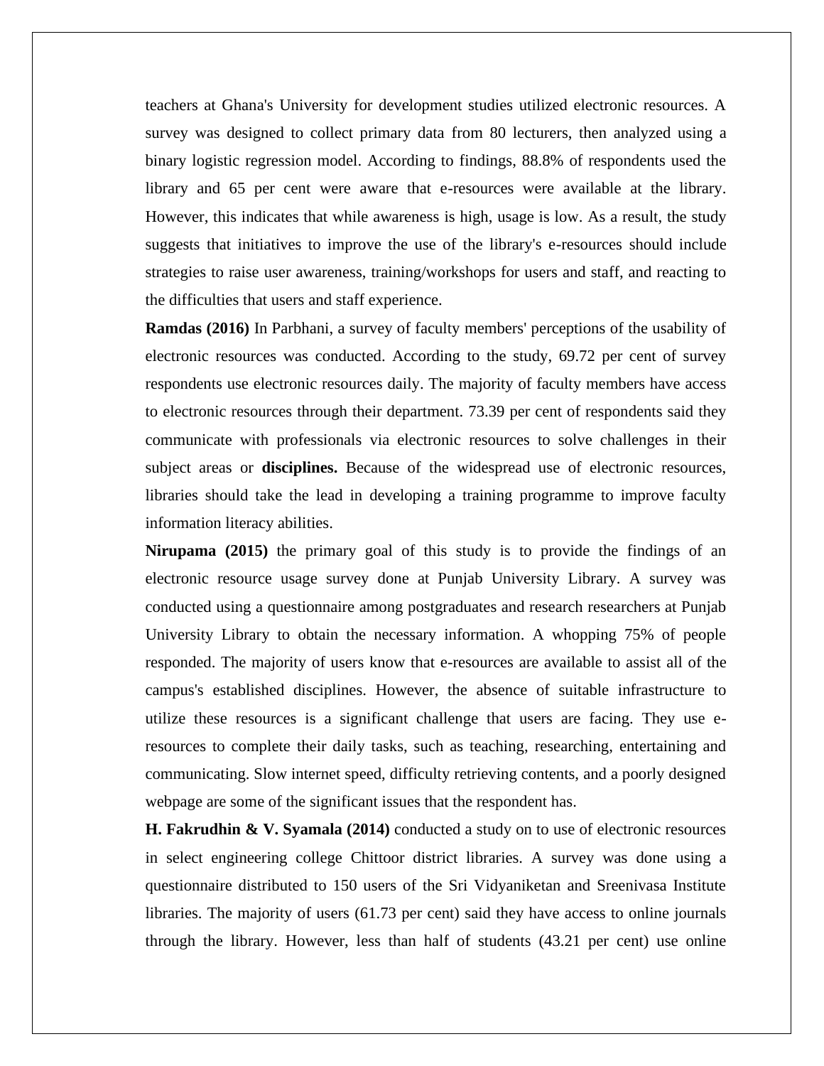teachers at Ghana's University for development studies utilized electronic resources. A survey was designed to collect primary data from 80 lecturers, then analyzed using a binary logistic regression model. According to findings, 88.8% of respondents used the library and 65 per cent were aware that e-resources were available at the library. However, this indicates that while awareness is high, usage is low. As a result, the study suggests that initiatives to improve the use of the library's e-resources should include strategies to raise user awareness, training/workshops for users and staff, and reacting to the difficulties that users and staff experience.

**Ramdas (2016)** In Parbhani, a survey of faculty members' perceptions of the usability of electronic resources was conducted. According to the study, 69.72 per cent of survey respondents use electronic resources daily. The majority of faculty members have access to electronic resources through their department. 73.39 per cent of respondents said they communicate with professionals via electronic resources to solve challenges in their subject areas or **disciplines.** Because of the widespread use of electronic resources, libraries should take the lead in developing a training programme to improve faculty information literacy abilities.

**Nirupama (2015)** the primary goal of this study is to provide the findings of an electronic resource usage survey done at Punjab University Library. A survey was conducted using a questionnaire among postgraduates and research researchers at Punjab University Library to obtain the necessary information. A whopping 75% of people responded. The majority of users know that e-resources are available to assist all of the campus's established disciplines. However, the absence of suitable infrastructure to utilize these resources is a significant challenge that users are facing. They use e-resources to complete their daily tasks, such as teaching, researching, entertaining and communicating. Slow internet speed, difficulty retrieving contents, and a poorly designed webpage are some of the significant issues that the respondent has.

**H. Fakrudhin & V. Syamala (2014)** conducted a study on to use of electronic resources in select engineering college Chittoor district libraries. A survey was done using a questionnaire distributed to 150 users of the Sri Vidyaniketan and Sreenivasa Institute libraries. The majority of users (61.73 per cent) said they have access to online journals through the library. However, less than half of students (43.21 per cent) use online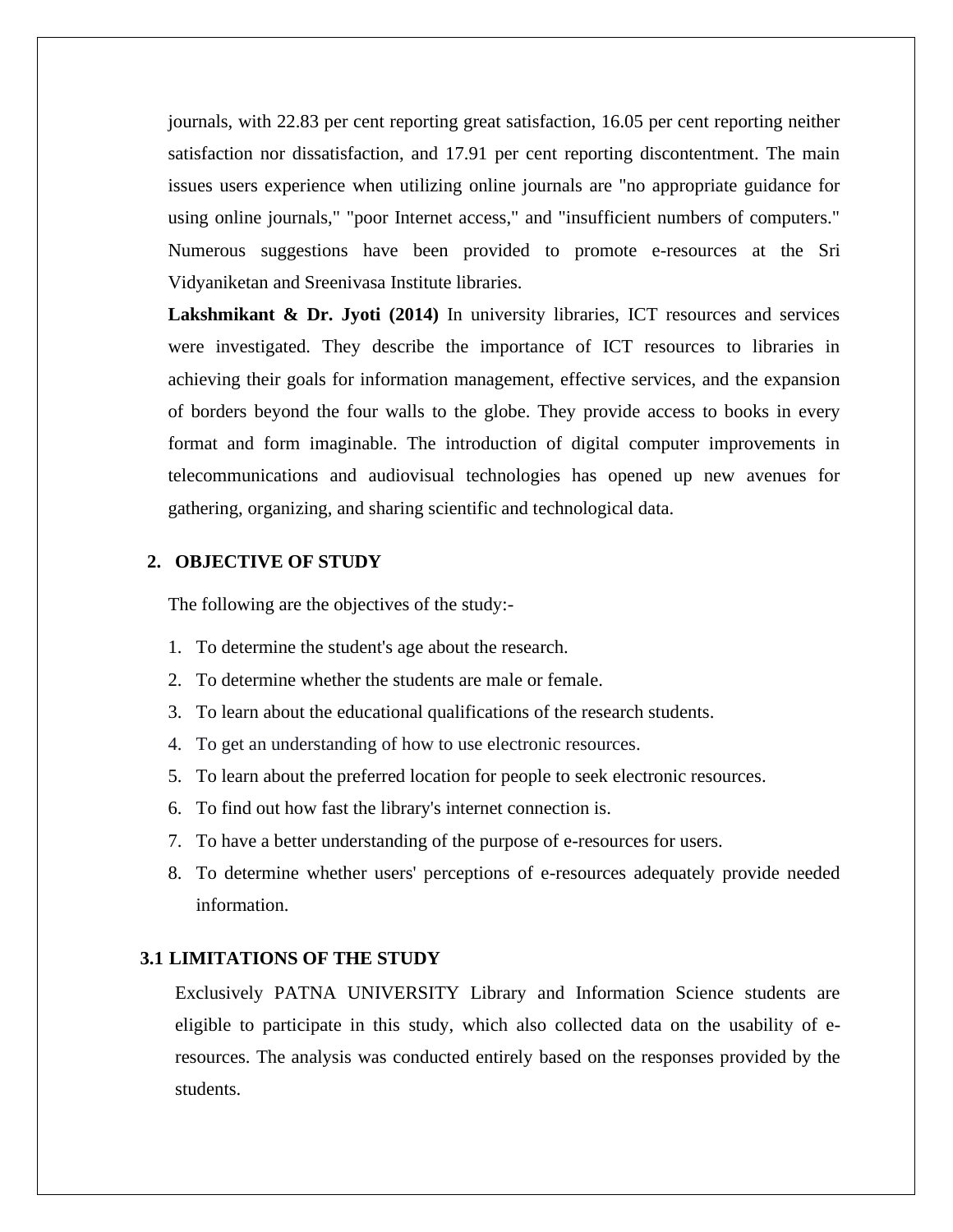journals, with 22.83 per cent reporting great satisfaction, 16.05 per cent reporting neither satisfaction nor dissatisfaction, and 17.91 per cent reporting discontentment. The main issues users experience when utilizing online journals are "no appropriate guidance for using online journals," "poor Internet access," and "insufficient numbers of computers." Numerous suggestions have been provided to promote e-resources at the Sri Vidyaniketan and Sreenivasa Institute libraries.

**Lakshmikant & Dr. Jyoti (2014)** In university libraries, ICT resources and services were investigated. They describe the importance of ICT resources to libraries in achieving their goals for information management, effective services, and the expansion of borders beyond the four walls to the globe. They provide access to books in every format and form imaginable. The introduction of digital computer improvements in telecommunications and audiovisual technologies has opened up new avenues for gathering, organizing, and sharing scientific and technological data.

## 2. OBJECTIVE OF STUDY

The following are the objectives of the study:-

1. To determine the student's age about the research.
2. To determine whether the students are male or female.
3. To learn about the educational qualifications of the research students.
4. To get an understanding of how to use electronic resources.
5. To learn about the preferred location for people to seek electronic resources.
6. To find out how fast the library's internet connection is.
7. To have a better understanding of the purpose of e-resources for users.
8. To determine whether users' perceptions of e-resources adequately provide needed information.

### 3.1 LIMITATIONS OF THE STUDY

Exclusively PATNA UNIVERSITY Library and Information Science students are eligible to participate in this study, which also collected data on the usability of e-resources. The analysis was conducted entirely based on the responses provided by the students.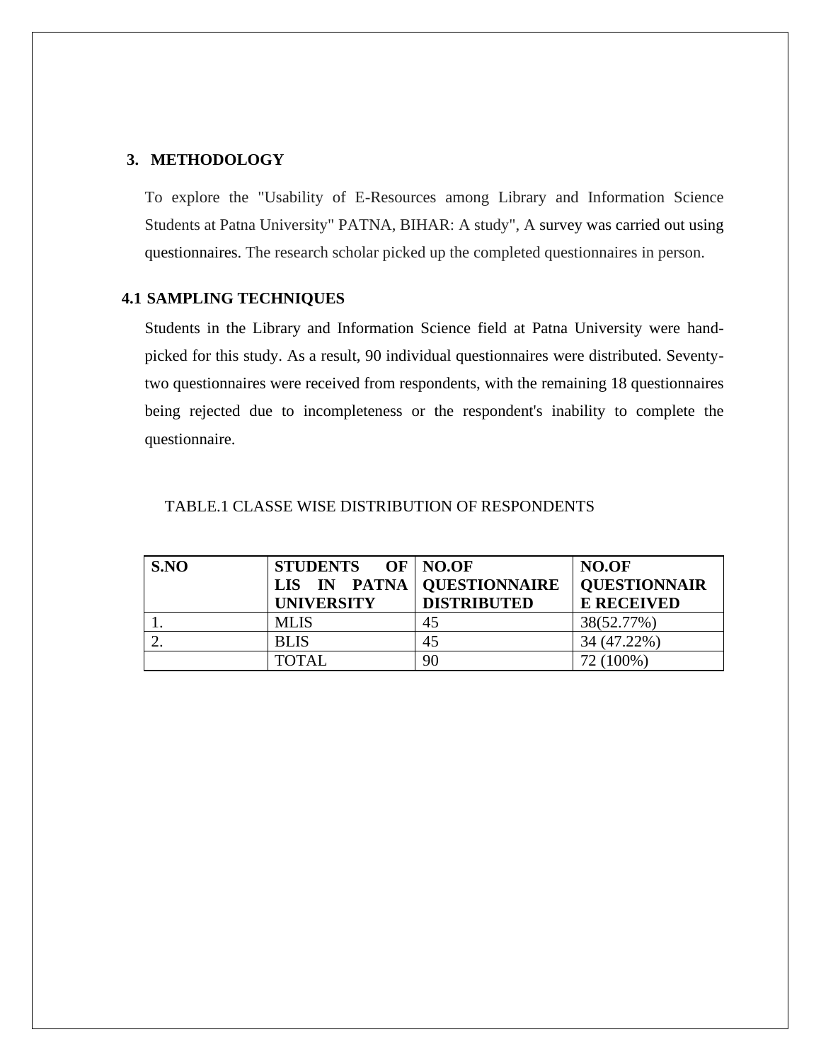## 3. METHODOLOGY

To explore the "Usability of E-Resources among Library and Information Science Students at Patna University" PATNA, BIHAR: A study", A survey was carried out using questionnaires. The research scholar picked up the completed questionnaires in person.

## 4.1 SAMPLING TECHNIQUES

Students in the Library and Information Science field at Patna University were hand-picked for this study. As a result, 90 individual questionnaires were distributed. Seventy-two questionnaires were received from respondents, with the remaining 18 questionnaires being rejected due to incompleteness or the respondent's inability to complete the questionnaire.

TABLE.1 CLASSE WISE DISTRIBUTION OF RESPONDENTS

| S.NO | STUDENTS OF LIS IN PATNA UNIVERSITY | NO.OF QUESTIONNAIRE DISTRIBUTED | NO.OF QUESTIONNAIRE RECEIVED |
|---|---|---|---|
| 1. | MLIS | 45 | 38(52.77%) |
| 2. | BLIS | 45 | 34 (47.22%) |
| | TOTAL | 90 | 72 (100%) |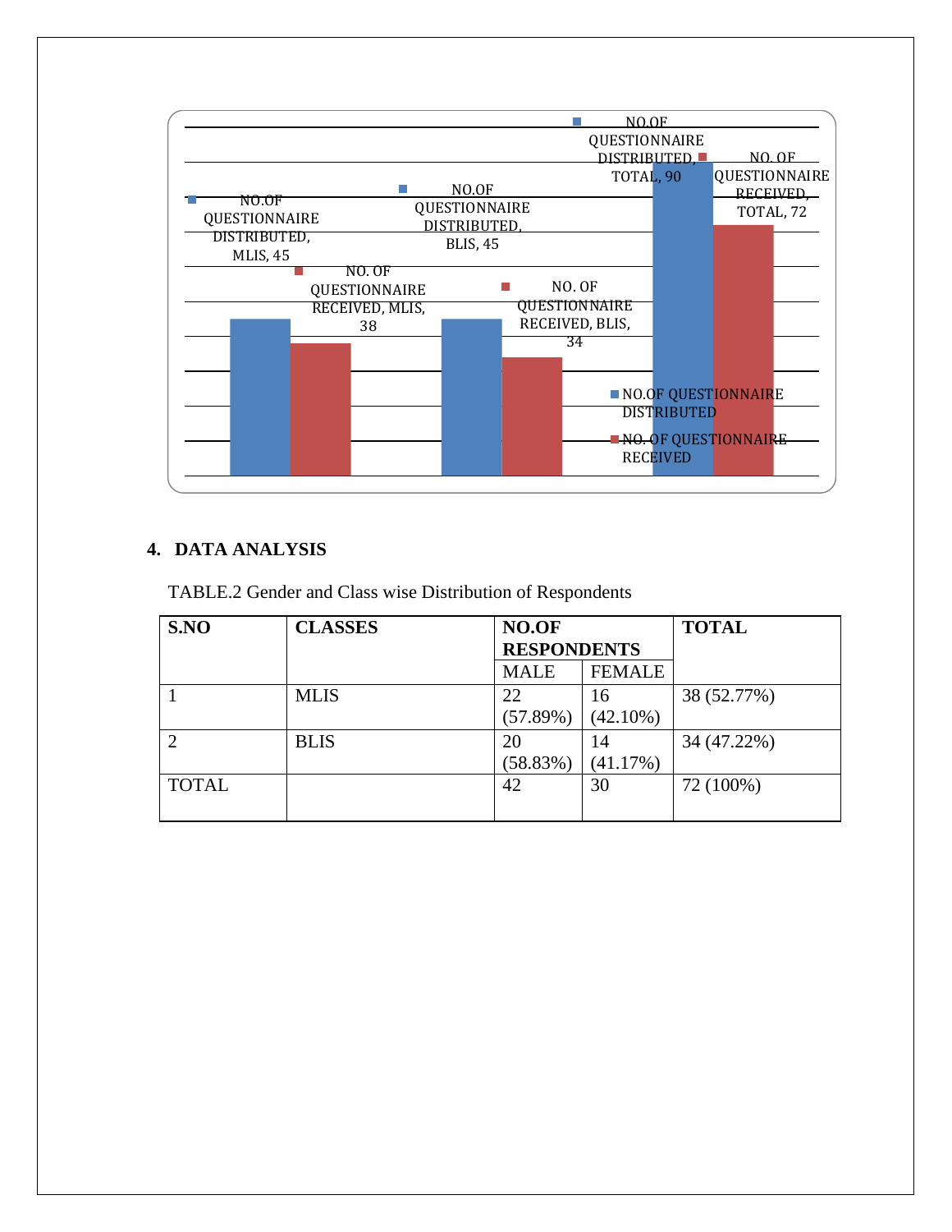NO.OF QUESTIONNAIRE DISTRIBUTED, MLIS, 45

NO. OF QUESTIONNAIRE RECEIVED, MLIS, 38

NO.OF QUESTIONNAIRE DISTRIBUTED, BLIS, 45

NO. OF QUESTIONNAIRE RECEIVED, BLIS, 34

NO.OF QUESTIONNAIRE DISTRIBUTED, TOTAL, 90

NO. OF QUESTIONNAIRE RECEIVED, TOTAL, 72

- NO.OF QUESTIONNAIRE DISTRIBUTED
- NO. OF QUESTIONNAIRE RECEIVED

## 4. DATA ANALYSIS

TABLE.2 Gender and Class wise Distribution of Respondents

| S.NO | CLASSES | NO.OF RESPONDENTS | | TOTAL |
|---|---|---|---|---|
| | | MALE | FEMALE | |
| 1 | MLIS | 22 (57.89%) | 16 (42.10%) | 38 (52.77%) |
| 2 | BLIS | 20 (58.83%) | 14 (41.17%) | 34 (47.22%) |
| TOTAL | | 42 | 30 | 72 (100%) |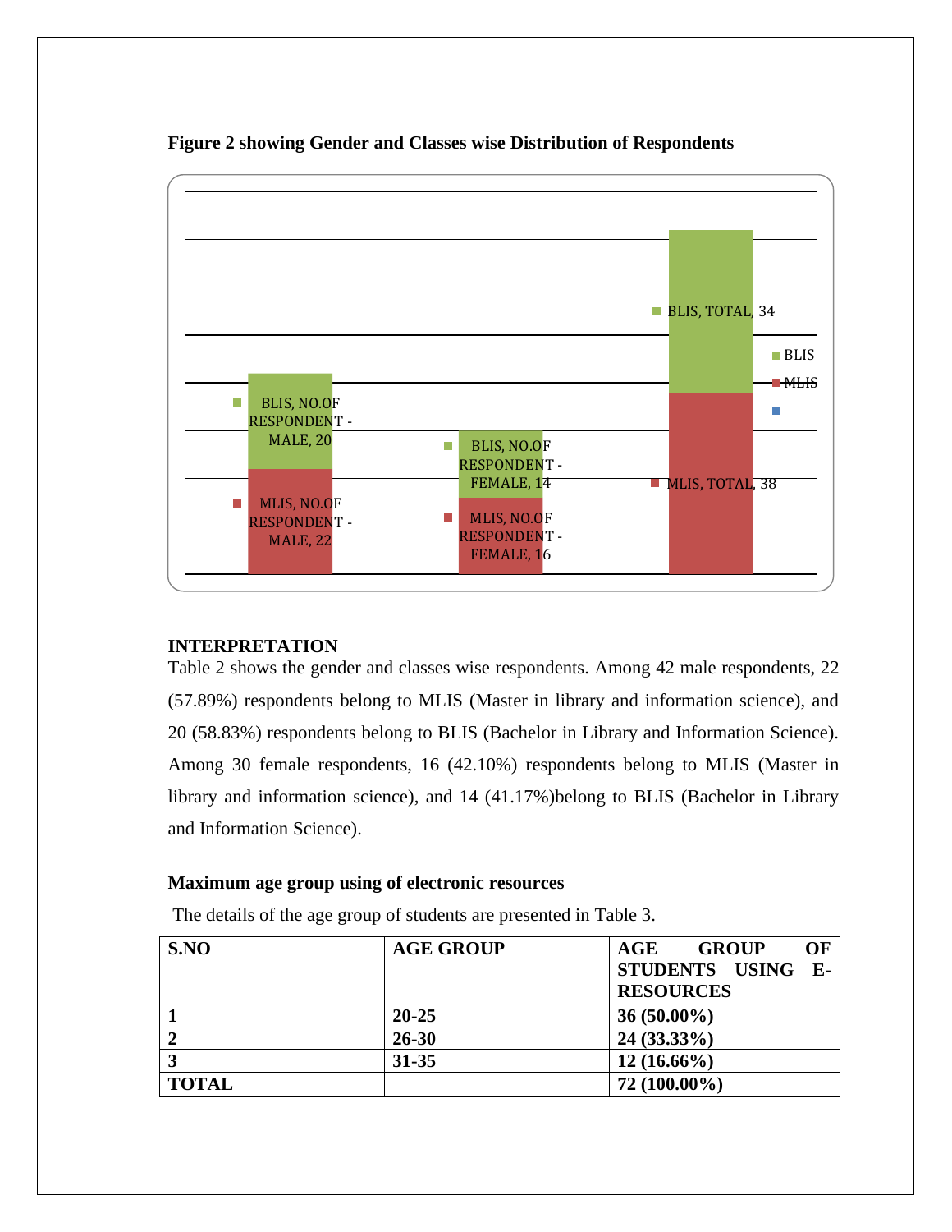**Figure 2 showing Gender and Classes wise Distribution of Respondents**

**INTERPRETATION**

Table 2 shows the gender and classes wise respondents. Among 42 male respondents, 22 (57.89%) respondents belong to MLIS (Master in library and information science), and 20 (58.83%) respondents belong to BLIS (Bachelor in Library and Information Science). Among 30 female respondents, 16 (42.10%) respondents belong to MLIS (Master in library and information science), and 14 (41.17%)belong to BLIS (Bachelor in Library and Information Science).

**Maximum age group using of electronic resources**

The details of the age group of students are presented in Table 3.

| S.NO | AGE GROUP | AGE GROUP OF STUDENTS USING E-RESOURCES |
|---|---|---|
| 1 | 20-25 | 36 (50.00%) |
| 2 | 26-30 | 24 (33.33%) |
| 3 | 31-35 | 12 (16.66%) |
| TOTAL | | 72 (100.00%) |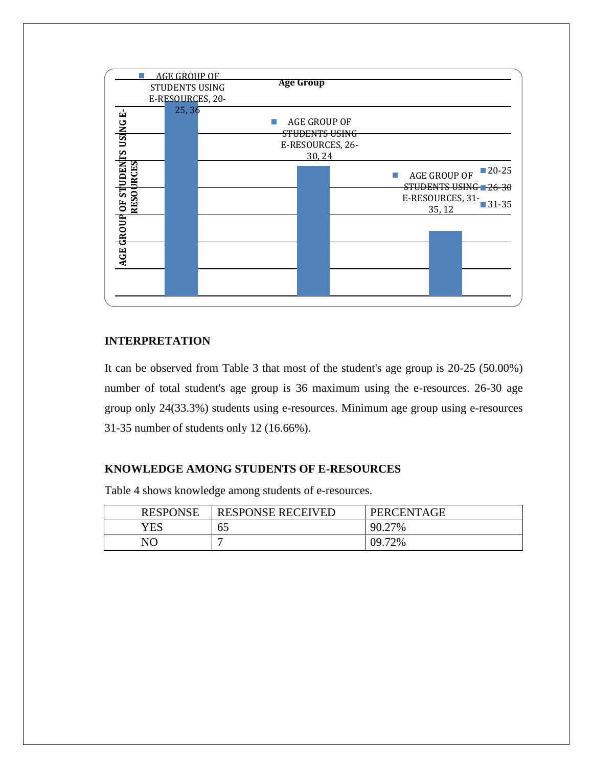**Age Group**

| Age Group | AGE GROUP OF STUDENTS USING E-RESOURCES |
| --- | --- |
| 20-25 | 36 |
| 26-30 | 24 |
| 31-35 | 12 |

**INTERPRETATION**

It can be observed from Table 3 that most of the student's age group is 20-25 (50.00%) number of total student's age group is 36 maximum using the e-resources. 26-30 age group only 24(33.3%) students using e-resources. Minimum age group using e-resources 31-35 number of students only 12 (16.66%).

**KNOWLEDGE AMONG STUDENTS OF E-RESOURCES**

Table 4 shows knowledge among students of e-resources.

| RESPONSE | RESPONSE RECEIVED | PERCENTAGE |
| --- | --- | --- |
| YES | 65 | 90.27% |
| NO | 7 | 09.72% |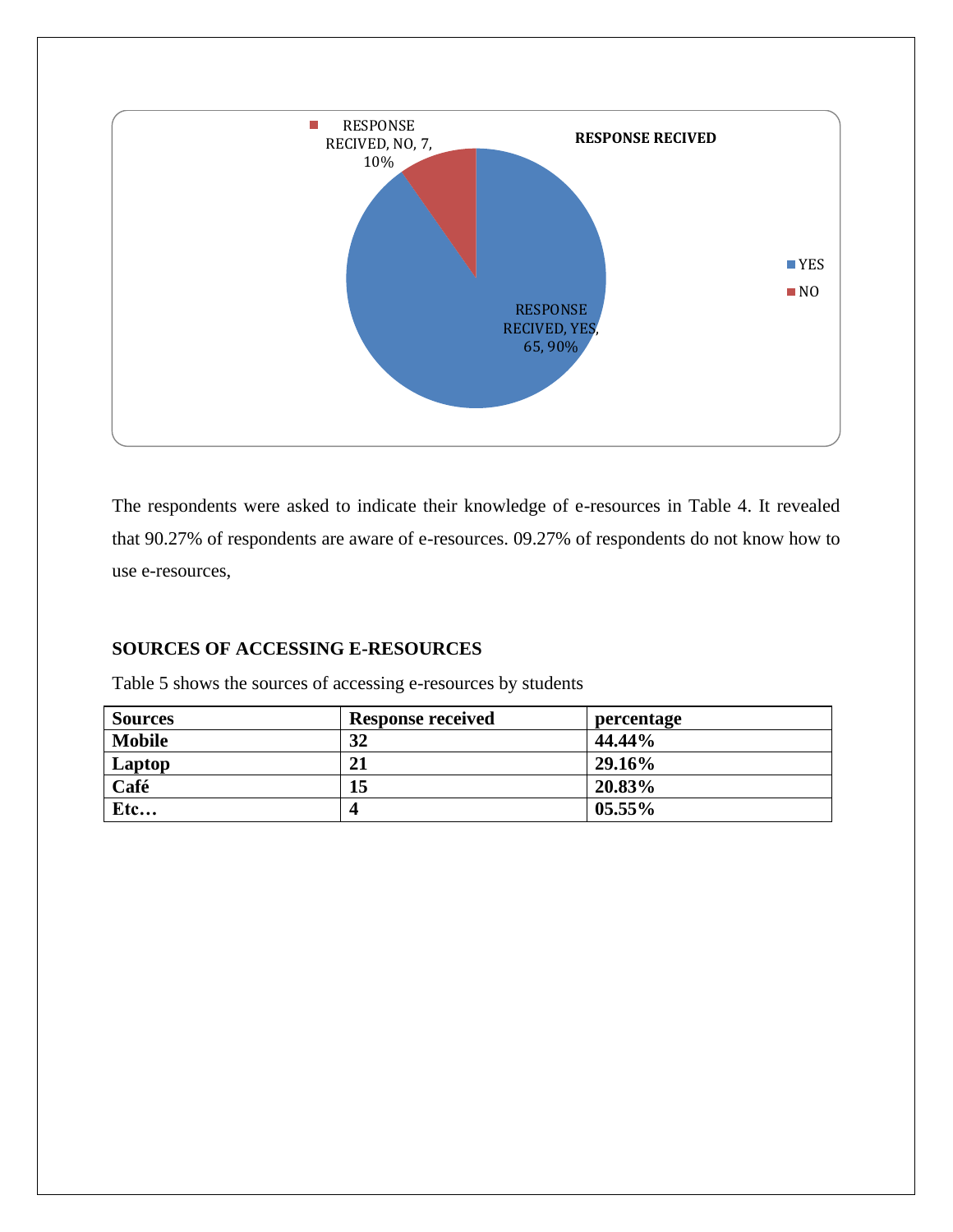RESPONSE RECIVED

RESPONSE RECIVED, NO, 7, 10%

RESPONSE RECIVED, YES, 65, 90%

YES
NO

The respondents were asked to indicate their knowledge of e-resources in Table 4. It revealed that 90.27% of respondents are aware of e-resources. 09.27% of respondents do not know how to use e-resources,

**SOURCES OF ACCESSING E-RESOURCES**

Table 5 shows the sources of accessing e-resources by students

| Sources | Response received | percentage |
|---|---|---|
| **Mobile** | **32** | **44.44%** |
| **Laptop** | **21** | **29.16%** |
| **Café** | **15** | **20.83%** |
| **Etc…** | **4** | **05.55%** |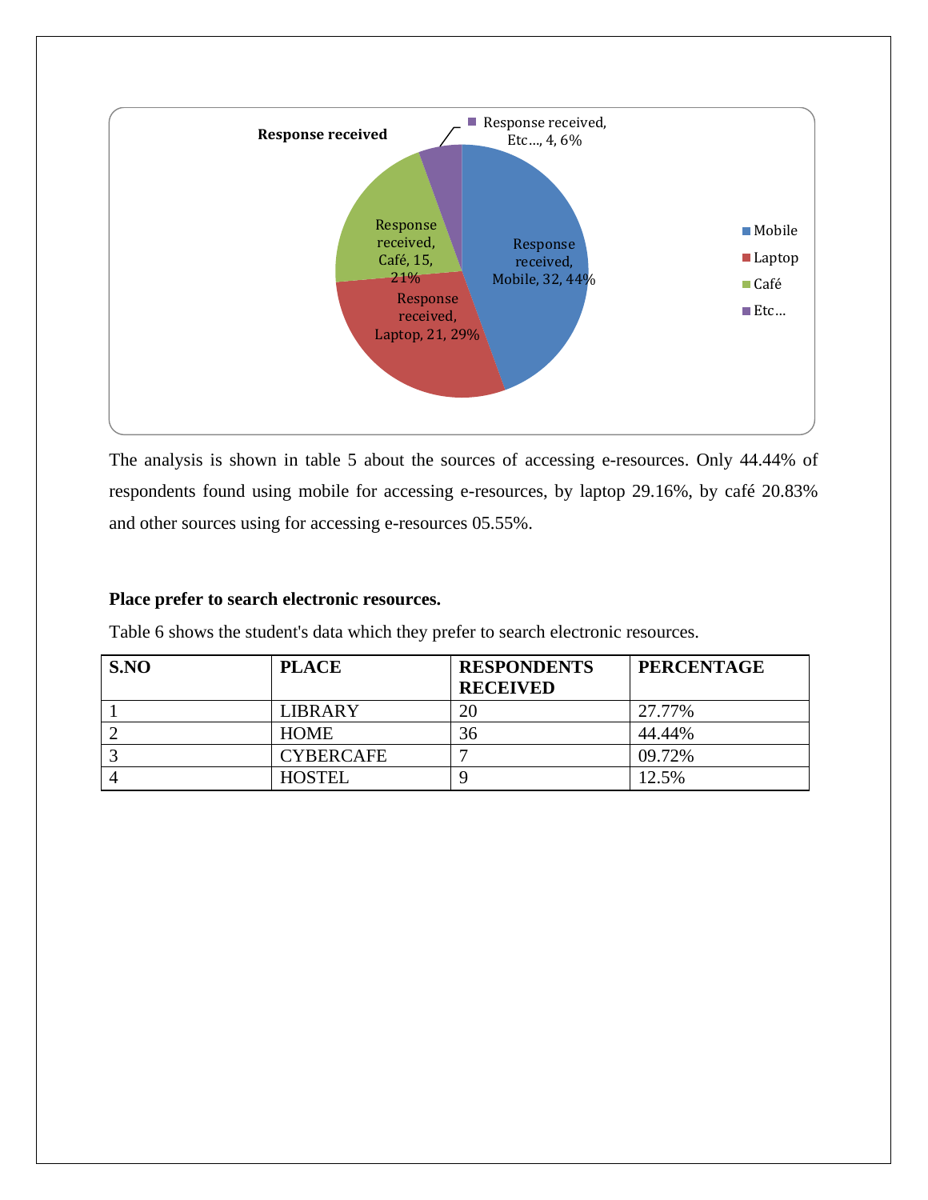Response received

Response received, Etc..., 4, 6%

Response received, Café, 15, 21%

Response received, Mobile, 32, 44%

Response received, Laptop, 21, 29%

Mobile
Laptop
Café
Etc...

The analysis is shown in table 5 about the sources of accessing e-resources. Only 44.44% of respondents found using mobile for accessing e-resources, by laptop 29.16%, by café 20.83% and other sources using for accessing e-resources 05.55%.

**Place prefer to search electronic resources.**

Table 6 shows the student's data which they prefer to search electronic resources.

| S.NO | PLACE | RESPONDENTS RECEIVED | PERCENTAGE |
|---|---|---|---|
| 1 | LIBRARY | 20 | 27.77% |
| 2 | HOME | 36 | 44.44% |
| 3 | CYBERCAFE | 7 | 09.72% |
| 4 | HOSTEL | 9 | 12.5% |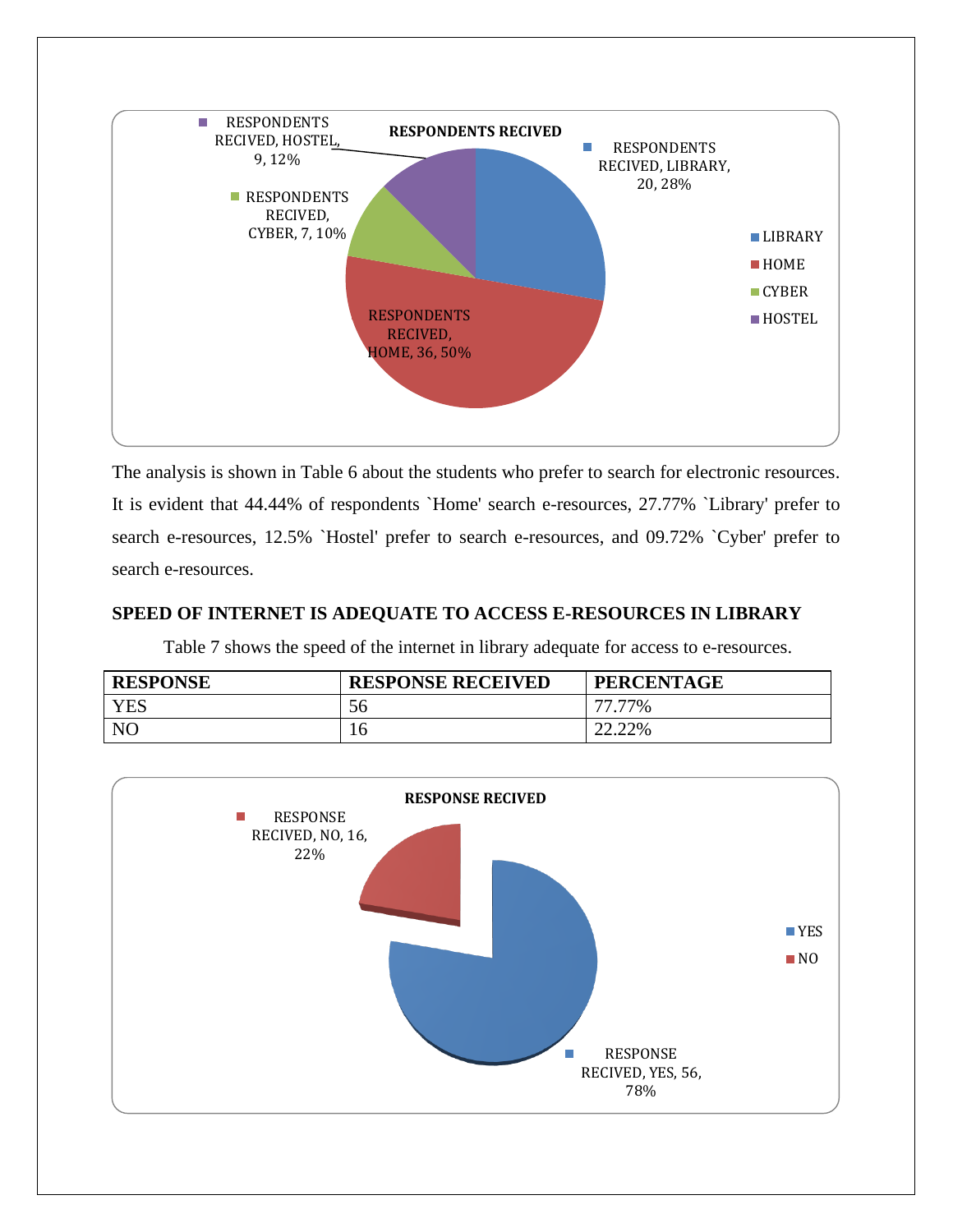The analysis is shown in Table 6 about the students who prefer to search for electronic resources. It is evident that 44.44% of respondents `Home' search e-resources, 27.77% `Library' prefer to search e-resources, 12.5% `Hostel' prefer to search e-resources, and 09.72% `Cyber' prefer to search e-resources.

**SPEED OF INTERNET IS ADEQUATE TO ACCESS E-RESOURCES IN LIBRARY**

Table 7 shows the speed of the internet in library adequate for access to e-resources.

| RESPONSE | RESPONSE RECEIVED | PERCENTAGE |
| --- | --- | --- |
| YES | 56 | 77.77% |
| NO | 16 | 22.22% |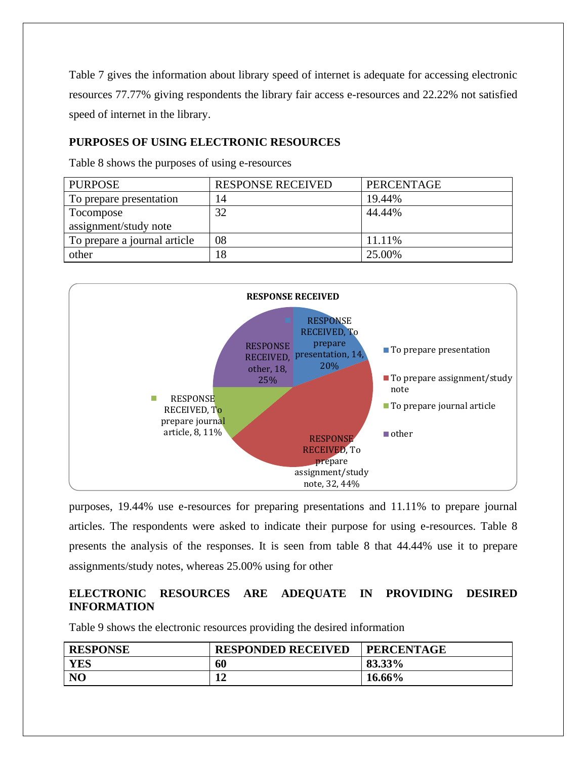Table 7 gives the information about library speed of internet is adequate for accessing electronic resources 77.77% giving respondents the library fair access e-resources and 22.22% not satisfied speed of internet in the library.

## PURPOSES OF USING ELECTRONIC RESOURCES

Table 8 shows the purposes of using e-resources

| PURPOSE | RESPONSE RECEIVED | PERCENTAGE |
| --- | --- | --- |
| To prepare presentation | 14 | 19.44% |
| Tocompose assignment/study note | 32 | 44.44% |
| To prepare a journal article | 08 | 11.11% |
| other | 18 | 25.00% |

purposes, 19.44% use e-resources for preparing presentations and 11.11% to prepare journal articles. The respondents were asked to indicate their purpose for using e-resources. Table 8 presents the analysis of the responses. It is seen from table 8 that 44.44% use it to prepare assignments/study notes, whereas 25.00% using for other

## ELECTRONIC RESOURCES ARE ADEQUATE IN PROVIDING DESIRED INFORMATION

Table 9 shows the electronic resources providing the desired information

| **RESPONSE** | **RESPONDED RECEIVED** | **PERCENTAGE** |
| --- | --- | --- |
| **YES** | **60** | **83.33%** |
| **NO** | **12** | **16.66%** |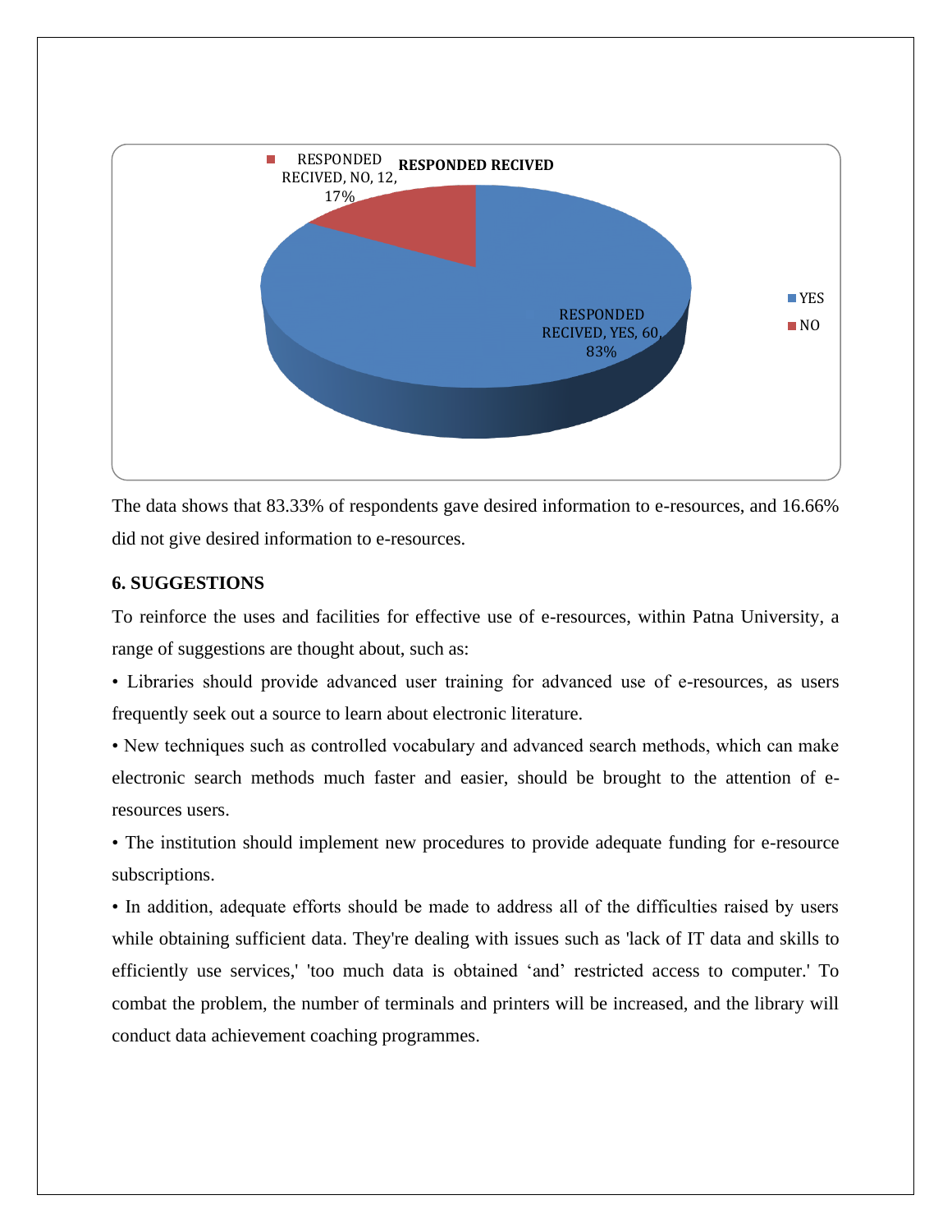RESPONDED RECIVED

RESPONDED RECIVED, NO, 12, 17%

RESPONDED RECIVED, YES, 60, 83%

YES
NO

The data shows that 83.33% of respondents gave desired information to e-resources, and 16.66% did not give desired information to e-resources.

### 6. SUGGESTIONS

To reinforce the uses and facilities for effective use of e-resources, within Patna University, a range of suggestions are thought about, such as:

• Libraries should provide advanced user training for advanced use of e-resources, as users frequently seek out a source to learn about electronic literature.

• New techniques such as controlled vocabulary and advanced search methods, which can make electronic search methods much faster and easier, should be brought to the attention of e-resources users.

• The institution should implement new procedures to provide adequate funding for e-resource subscriptions.

• In addition, adequate efforts should be made to address all of the difficulties raised by users while obtaining sufficient data. They're dealing with issues such as 'lack of IT data and skills to efficiently use services,' 'too much data is obtained 'and' restricted access to computer.' To combat the problem, the number of terminals and printers will be increased, and the library will conduct data achievement coaching programmes.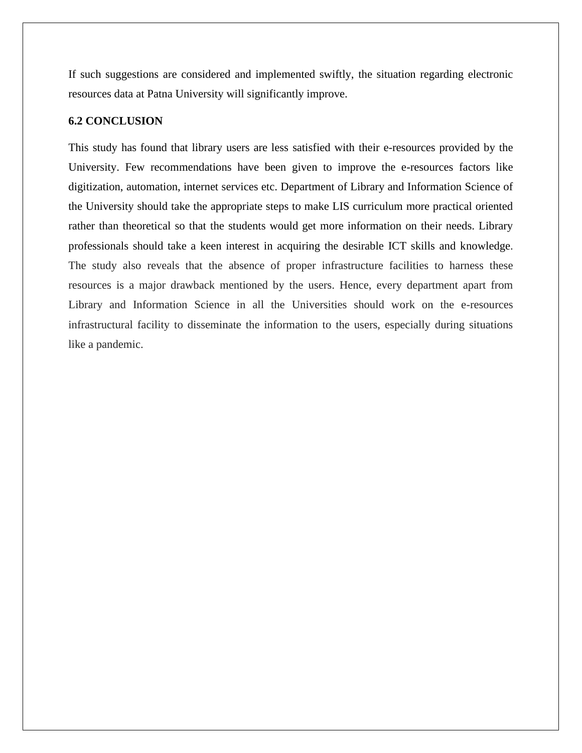If such suggestions are considered and implemented swiftly, the situation regarding electronic resources data at Patna University will significantly improve.

## 6.2 CONCLUSION

This study has found that library users are less satisfied with their e-resources provided by the University. Few recommendations have been given to improve the e-resources factors like digitization, automation, internet services etc. Department of Library and Information Science of the University should take the appropriate steps to make LIS curriculum more practical oriented rather than theoretical so that the students would get more information on their needs. Library professionals should take a keen interest in acquiring the desirable ICT skills and knowledge. The study also reveals that the absence of proper infrastructure facilities to harness these resources is a major drawback mentioned by the users. Hence, every department apart from Library and Information Science in all the Universities should work on the e-resources infrastructural facility to disseminate the information to the users, especially during situations like a pandemic.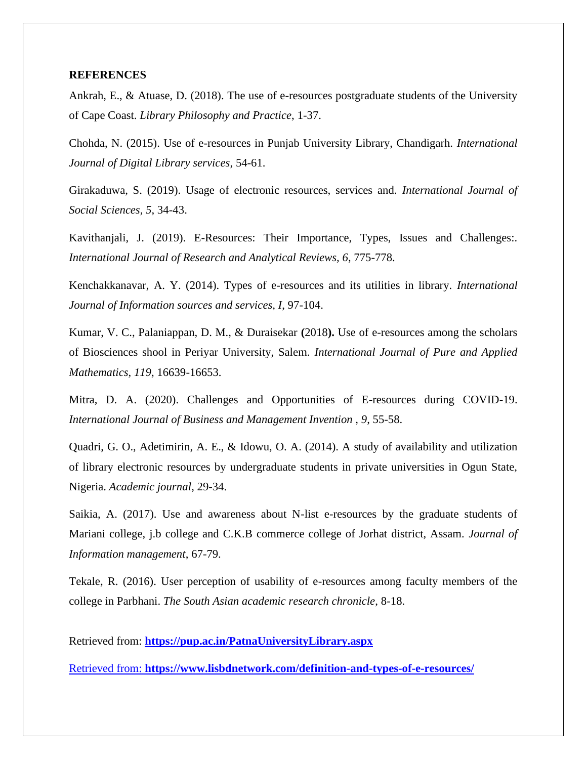**REFERENCES**

Ankrah, E., & Atuase, D. (2018). The use of e-resources postgraduate students of the University of Cape Coast. *Library Philosophy and Practice*, 1-37.

Chohda, N. (2015). Use of e-resources in Punjab University Library, Chandigarh. *International Journal of Digital Library services*, 54-61.

Girakaduwa, S. (2019). Usage of electronic resources, services and. *International Journal of Social Sciences, 5*, 34-43.

Kavithanjali, J. (2019). E-Resources: Their Importance, Types, Issues and Challenges:. *International Journal of Research and Analytical Reviews, 6*, 775-778.

Kenchakkanavar, A. Y. (2014). Types of e-resources and its utilities in library. *International Journal of Information sources and services, I*, 97-104.

Kumar, V. C., Palaniappan, D. M., & Duraisekar **(**2018**).** Use of e-resources among the scholars of Biosciences shool in Periyar University, Salem. *International Journal of Pure and Applied Mathematics, 119*, 16639-16653.

Mitra, D. A. (2020). Challenges and Opportunities of E-resources during COVID-19. *International Journal of Business and Management Invention , 9*, 55-58.

Quadri, G. O., Adetimirin, A. E., & Idowu, O. A. (2014). A study of availability and utilization of library electronic resources by undergraduate students in private universities in Ogun State, Nigeria. *Academic journal*, 29-34.

Saikia, A. (2017). Use and awareness about N-list e-resources by the graduate students of Mariani college, j.b college and C.K.B commerce college of Jorhat district, Assam. *Journal of Information management*, 67-79.

Tekale, R. (2016). User perception of usability of e-resources among faculty members of the college in Parbhani. *The South Asian academic research chronicle*, 8-18.

Retrieved from: **https://pup.ac.in/PatnaUniversityLibrary.aspx**

Retrieved from: **https://www.lisbdnetwork.com/definition-and-types-of-e-resources/**